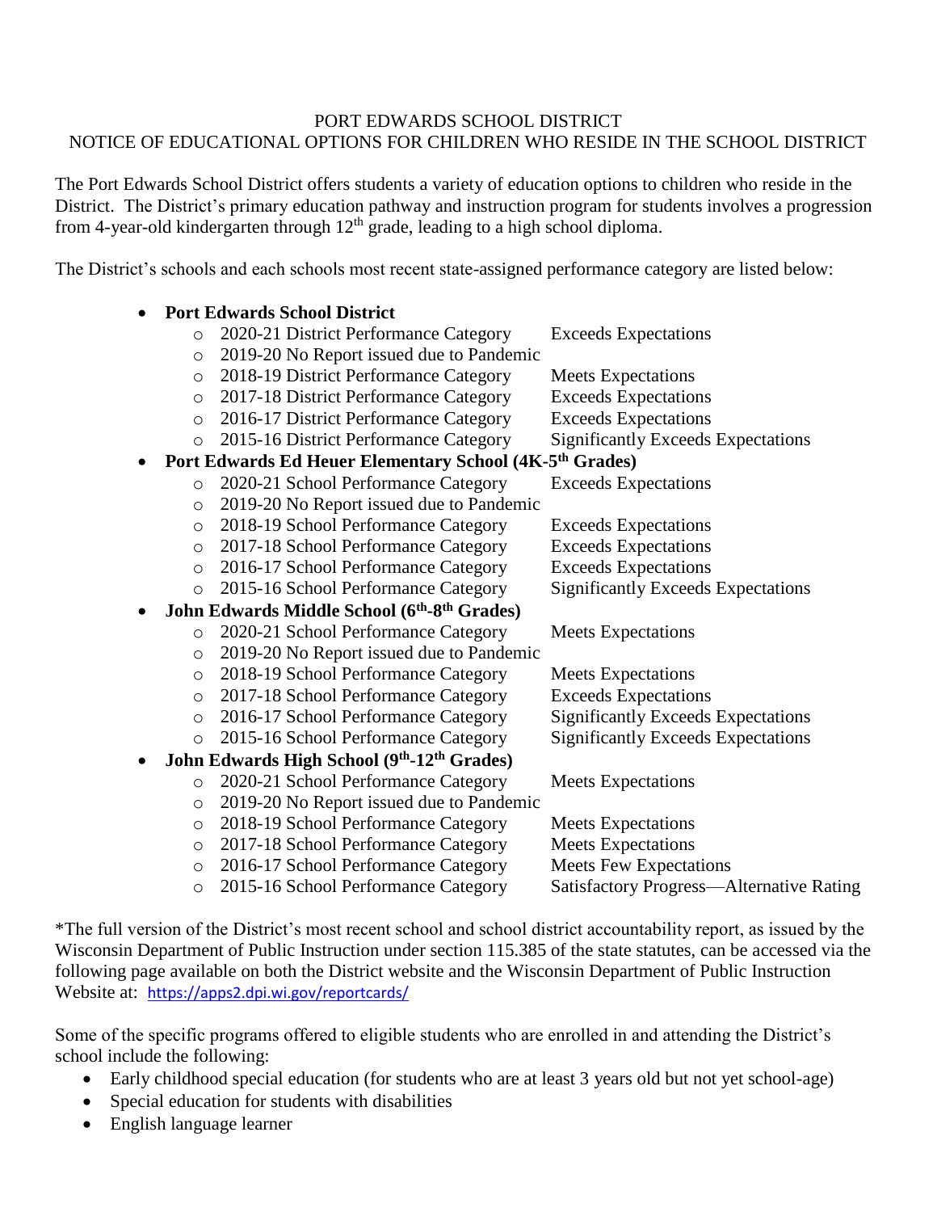# PORT EDWARDS SCHOOL DISTRICT
## NOTICE OF EDUCATIONAL OPTIONS FOR CHILDREN WHO RESIDE IN THE SCHOOL DISTRICT

The Port Edwards School District offers students a variety of education options to children who reside in the District. The District's primary education pathway and instruction program for students involves a progression from 4-year-old kindergarten through 12th grade, leading to a high school diploma.

The District's schools and each schools most recent state-assigned performance category are listed below:

- **Port Edwards School District**
  - 2020-21 District Performance Category — Exceeds Expectations
  - 2019-20 No Report issued due to Pandemic
  - 2018-19 District Performance Category — Meets Expectations
  - 2017-18 District Performance Category — Exceeds Expectations
  - 2016-17 District Performance Category — Exceeds Expectations
  - 2015-16 District Performance Category — Significantly Exceeds Expectations
- **Port Edwards Ed Heuer Elementary School (4K-5th Grades)**
  - 2020-21 School Performance Category — Exceeds Expectations
  - 2019-20 No Report issued due to Pandemic
  - 2018-19 School Performance Category — Exceeds Expectations
  - 2017-18 School Performance Category — Exceeds Expectations
  - 2016-17 School Performance Category — Exceeds Expectations
  - 2015-16 School Performance Category — Significantly Exceeds Expectations
- **John Edwards Middle School (6th-8th Grades)**
  - 2020-21 School Performance Category — Meets Expectations
  - 2019-20 No Report issued due to Pandemic
  - 2018-19 School Performance Category — Meets Expectations
  - 2017-18 School Performance Category — Exceeds Expectations
  - 2016-17 School Performance Category — Significantly Exceeds Expectations
  - 2015-16 School Performance Category — Significantly Exceeds Expectations
- **John Edwards High School (9th-12th Grades)**
  - 2020-21 School Performance Category — Meets Expectations
  - 2019-20 No Report issued due to Pandemic
  - 2018-19 School Performance Category — Meets Expectations
  - 2017-18 School Performance Category — Meets Expectations
  - 2016-17 School Performance Category — Meets Few Expectations
  - 2015-16 School Performance Category — Satisfactory Progress—Alternative Rating

*The full version of the District's most recent school and school district accountability report, as issued by the Wisconsin Department of Public Instruction under section 115.385 of the state statutes, can be accessed via the following page available on both the District website and the Wisconsin Department of Public Instruction Website at: https://apps2.dpi.wi.gov/reportcards/

Some of the specific programs offered to eligible students who are enrolled in and attending the District's school include the following:

- Early childhood special education (for students who are at least 3 years old but not yet school-age)
- Special education for students with disabilities
- English language learner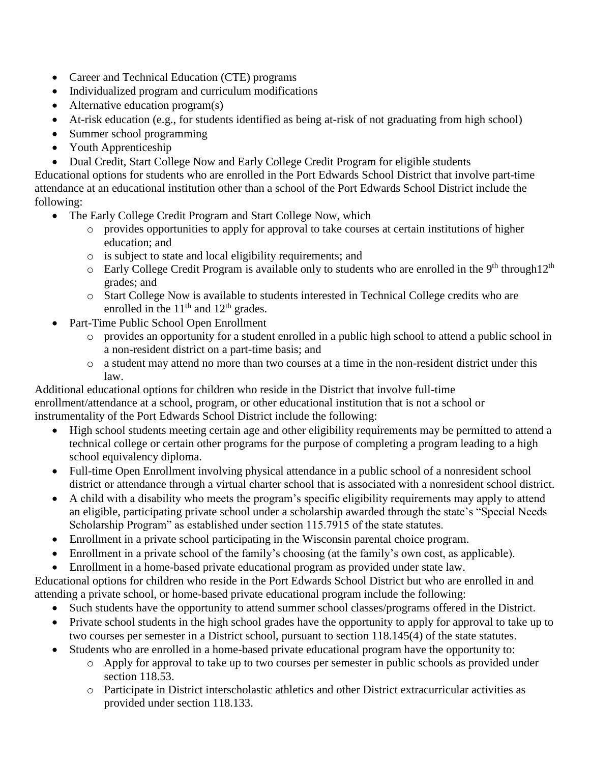- Career and Technical Education (CTE) programs
- Individualized program and curriculum modifications
- Alternative education program(s)
- At-risk education (e.g., for students identified as being at-risk of not graduating from high school)
- Summer school programming
- Youth Apprenticeship
- Dual Credit, Start College Now and Early College Credit Program for eligible students

Educational options for students who are enrolled in the Port Edwards School District that involve part-time attendance at an educational institution other than a school of the Port Edwards School District include the following:

- The Early College Credit Program and Start College Now, which
  - provides opportunities to apply for approval to take courses at certain institutions of higher education; and
  - is subject to state and local eligibility requirements; and
  - Early College Credit Program is available only to students who are enrolled in the 9th through12th grades; and
  - Start College Now is available to students interested in Technical College credits who are enrolled in the 11th and 12th grades.
- Part-Time Public School Open Enrollment
  - provides an opportunity for a student enrolled in a public high school to attend a public school in a non-resident district on a part-time basis; and
  - a student may attend no more than two courses at a time in the non-resident district under this law.

Additional educational options for children who reside in the District that involve full-time enrollment/attendance at a school, program, or other educational institution that is not a school or instrumentality of the Port Edwards School District include the following:

- High school students meeting certain age and other eligibility requirements may be permitted to attend a technical college or certain other programs for the purpose of completing a program leading to a high school equivalency diploma.
- Full-time Open Enrollment involving physical attendance in a public school of a nonresident school district or attendance through a virtual charter school that is associated with a nonresident school district.
- A child with a disability who meets the program's specific eligibility requirements may apply to attend an eligible, participating private school under a scholarship awarded through the state's "Special Needs Scholarship Program" as established under section 115.7915 of the state statutes.
- Enrollment in a private school participating in the Wisconsin parental choice program.
- Enrollment in a private school of the family's choosing (at the family's own cost, as applicable).
- Enrollment in a home-based private educational program as provided under state law.

Educational options for children who reside in the Port Edwards School District but who are enrolled in and attending a private school, or home-based private educational program include the following:

- Such students have the opportunity to attend summer school classes/programs offered in the District.
- Private school students in the high school grades have the opportunity to apply for approval to take up to two courses per semester in a District school, pursuant to section 118.145(4) of the state statutes.
- Students who are enrolled in a home-based private educational program have the opportunity to:
  - Apply for approval to take up to two courses per semester in public schools as provided under section 118.53.
  - Participate in District interscholastic athletics and other District extracurricular activities as provided under section 118.133.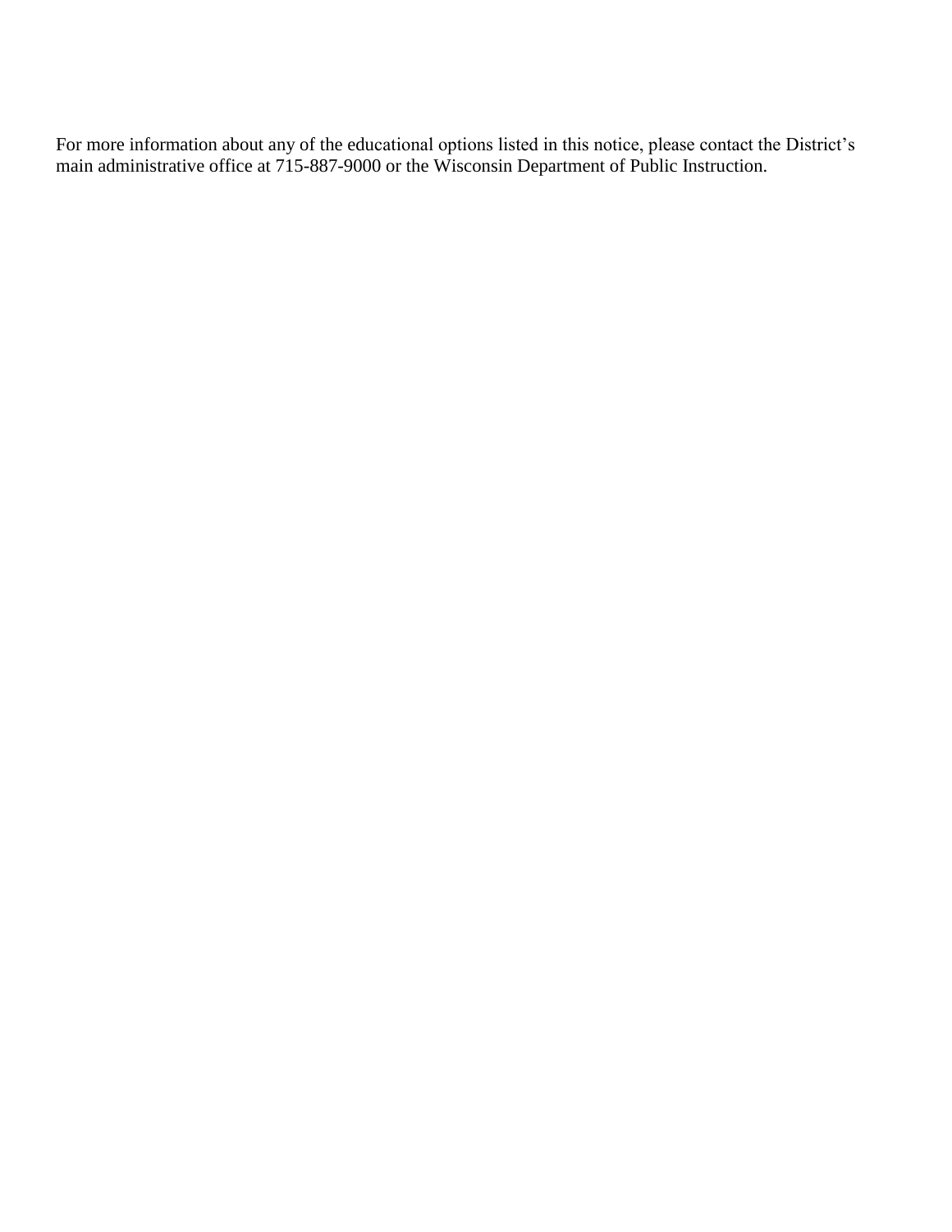For more information about any of the educational options listed in this notice, please contact the District's main administrative office at 715-887-9000 or the Wisconsin Department of Public Instruction.